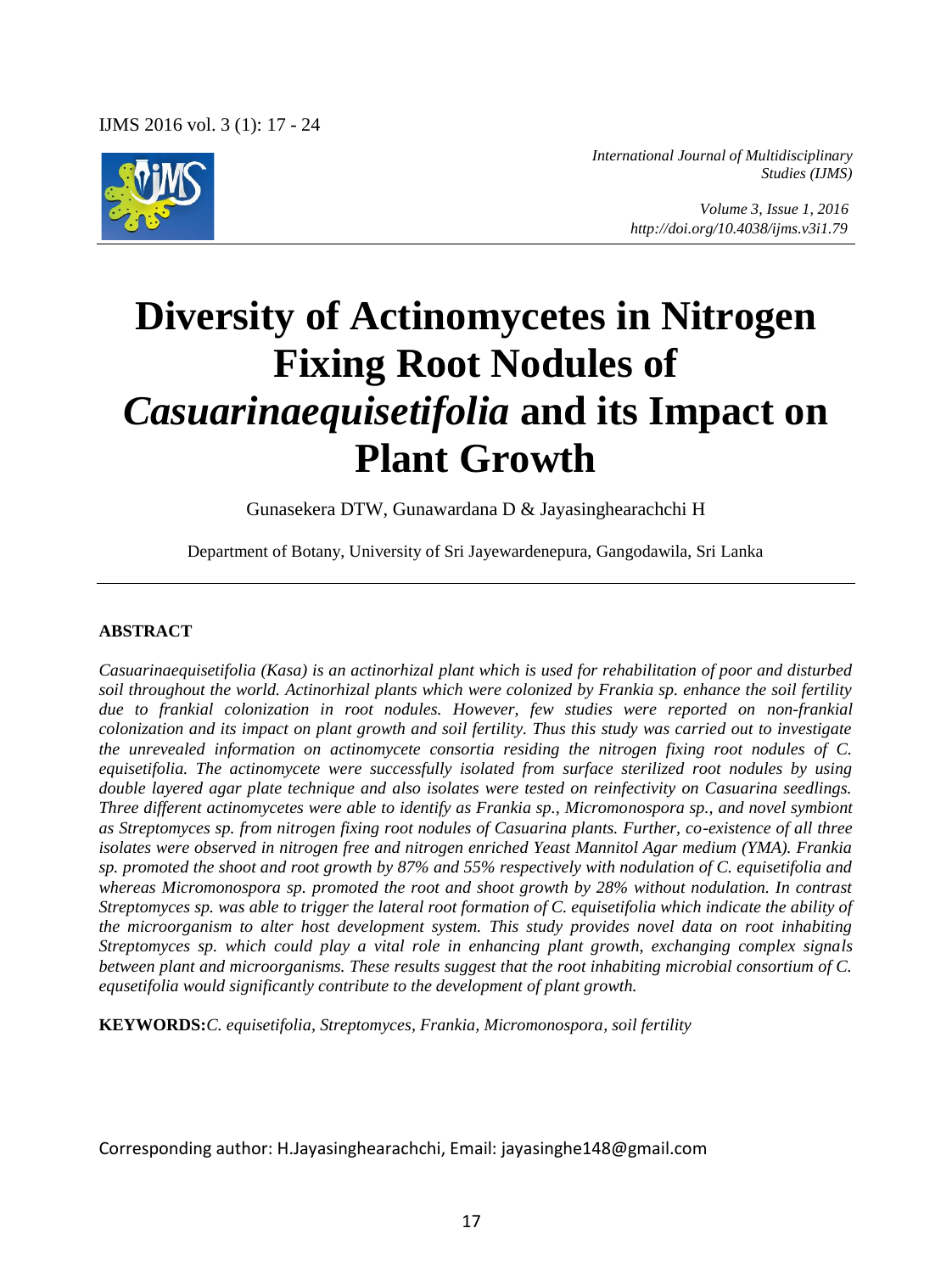*International Journal of Multidisciplinary Studies (IJMS)*

*Volume 3, Issue 1, 2016*
*http://doi.org/10.4038/ijms.v3i1.79*

# Diversity of Actinomycetes in Nitrogen Fixing Root Nodules of *Casuarinaequisetifolia* and its Impact on Plant Growth

Gunasekera DTW, Gunawardana D & Jayasinghearachchi H

Department of Botany, University of Sri Jayewardenepura, Gangodawila, Sri Lanka

## ABSTRACT

*Casuarinaequisetifolia (Kasa) is an actinorhizal plant which is used for rehabilitation of poor and disturbed soil throughout the world. Actinorhizal plants which were colonized by Frankia sp. enhance the soil fertility due to frankial colonization in root nodules. However, few studies were reported on non-frankial colonization and its impact on plant growth and soil fertility. Thus this study was carried out to investigate the unrevealed information on actinomycete consortia residing the nitrogen fixing root nodules of C. equisetifolia. The actinomycete were successfully isolated from surface sterilized root nodules by using double layered agar plate technique and also isolates were tested on reinfectivity on Casuarina seedlings. Three different actinomycetes were able to identify as Frankia sp., Micromonospora sp., and novel symbiont as Streptomyces sp. from nitrogen fixing root nodules of Casuarina plants. Further, co-existence of all three isolates were observed in nitrogen free and nitrogen enriched Yeast Mannitol Agar medium (YMA). Frankia sp. promoted the shoot and root growth by 87% and 55% respectively with nodulation of C. equisetifolia and whereas Micromonospora sp. promoted the root and shoot growth by 28% without nodulation. In contrast Streptomyces sp. was able to trigger the lateral root formation of C. equisetifolia which indicate the ability of the microorganism to alter host development system. This study provides novel data on root inhabiting Streptomyces sp. which could play a vital role in enhancing plant growth, exchanging complex signals between plant and microorganisms. These results suggest that the root inhabiting microbial consortium of C. equsetifolia would significantly contribute to the development of plant growth.*

**KEYWORDS:** *C. equisetifolia, Streptomyces, Frankia, Micromonospora, soil fertility*

Corresponding author: H.Jayasinghearachchi, Email: jayasinghe148@gmail.com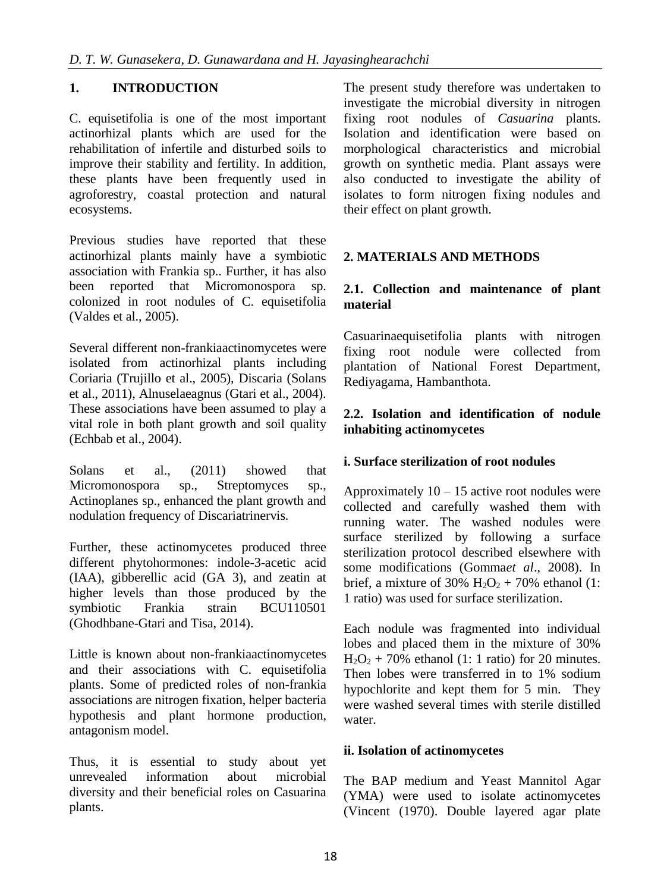## 1. INTRODUCTION

C. equisetifolia is one of the most important actinorhizal plants which are used for the rehabilitation of infertile and disturbed soils to improve their stability and fertility. In addition, these plants have been frequently used in agroforestry, coastal protection and natural ecosystems.

Previous studies have reported that these actinorhizal plants mainly have a symbiotic association with Frankia sp.. Further, it has also been reported that Micromonospora sp. colonized in root nodules of C. equisetifolia (Valdes et al., 2005).

Several different non-frankiaactinomycetes were isolated from actinorhizal plants including Coriaria (Trujillo et al., 2005), Discaria (Solans et al., 2011), Alnuselaeagnus (Gtari et al., 2004). These associations have been assumed to play a vital role in both plant growth and soil quality (Echbab et al., 2004).

Solans et al., (2011) showed that Micromonospora sp., Streptomyces sp., Actinoplanes sp., enhanced the plant growth and nodulation frequency of Discariatrinervis.

Further, these actinomycetes produced three different phytohormones: indole-3-acetic acid (IAA), gibberellic acid (GA 3), and zeatin at higher levels than those produced by the symbiotic Frankia strain BCU110501 (Ghodhbane-Gtari and Tisa, 2014).

Little is known about non-frankiaactinomycetes and their associations with C. equisetifolia plants. Some of predicted roles of non-frankia associations are nitrogen fixation, helper bacteria hypothesis and plant hormone production, antagonism model.

Thus, it is essential to study about yet unrevealed information about microbial diversity and their beneficial roles on Casuarina plants.

The present study therefore was undertaken to investigate the microbial diversity in nitrogen fixing root nodules of *Casuarina* plants. Isolation and identification were based on morphological characteristics and microbial growth on synthetic media. Plant assays were also conducted to investigate the ability of isolates to form nitrogen fixing nodules and their effect on plant growth.

## 2. MATERIALS AND METHODS

### 2.1. Collection and maintenance of plant material

Casuarinaequisetifolia plants with nitrogen fixing root nodule were collected from plantation of National Forest Department, Rediyagama, Hambanthota.

### 2.2. Isolation and identification of nodule inhabiting actinomycetes

**i. Surface sterilization of root nodules**

Approximately 10 – 15 active root nodules were collected and carefully washed them with running water. The washed nodules were surface sterilized by following a surface sterilization protocol described elsewhere with some modifications (Gomma*et al*., 2008). In brief, a mixture of 30% $H_2O_2$ + 70% ethanol (1: 1 ratio) was used for surface sterilization.

Each nodule was fragmented into individual lobes and placed them in the mixture of 30% $H_2O_2$ + 70% ethanol (1: 1 ratio) for 20 minutes. Then lobes were transferred in to 1% sodium hypochlorite and kept them for 5 min. They were washed several times with sterile distilled water.

**ii. Isolation of actinomycetes**

The BAP medium and Yeast Mannitol Agar (YMA) were used to isolate actinomycetes (Vincent (1970). Double layered agar plate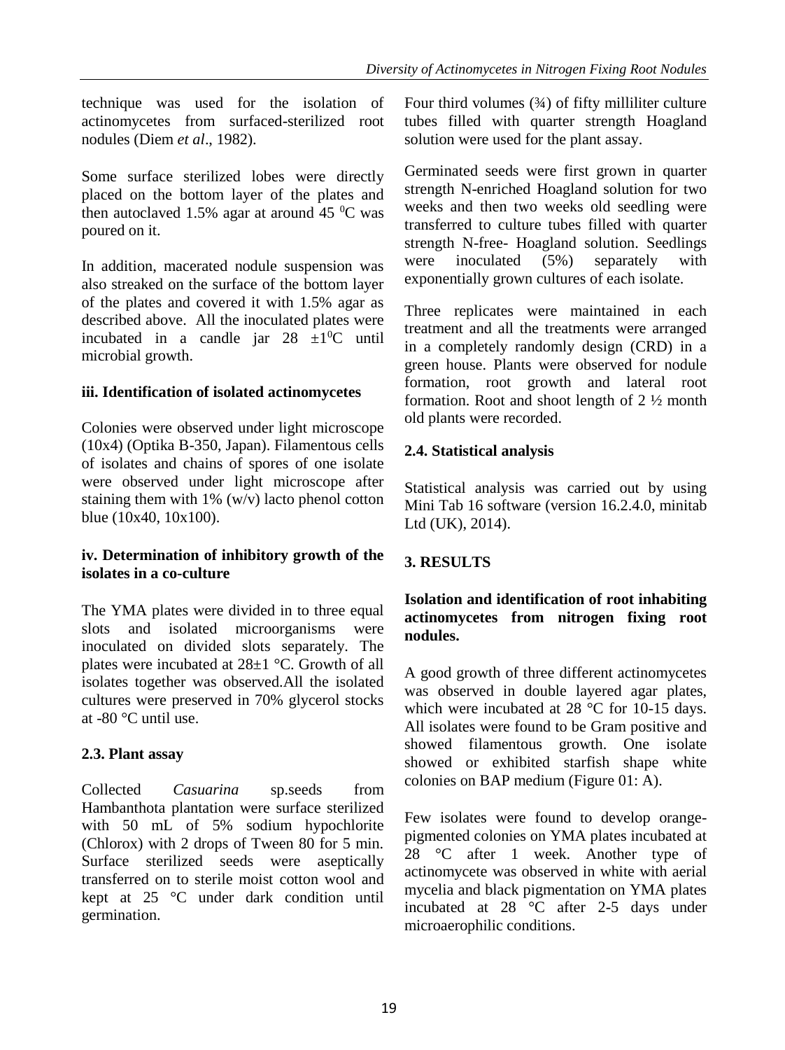technique was used for the isolation of actinomycetes from surfaced-sterilized root nodules (Diem *et al*., 1982).

Some surface sterilized lobes were directly placed on the bottom layer of the plates and then autoclaved 1.5% agar at around 45 $^0$C was poured on it.

In addition, macerated nodule suspension was also streaked on the surface of the bottom layer of the plates and covered it with 1.5% agar as described above. All the inoculated plates were incubated in a candle jar 28 $\pm 1^0$C until microbial growth.

**iii. Identification of isolated actinomycetes**

Colonies were observed under light microscope (10x4) (Optika B-350, Japan). Filamentous cells of isolates and chains of spores of one isolate were observed under light microscope after staining them with 1% (w/v) lacto phenol cotton blue (10x40, 10x100).

**iv. Determination of inhibitory growth of the isolates in a co-culture**

The YMA plates were divided in to three equal slots and isolated microorganisms were inoculated on divided slots separately. The plates were incubated at 28±1 °C. Growth of all isolates together was observed.All the isolated cultures were preserved in 70% glycerol stocks at -80 °C until use.

## 2.3. Plant assay

Collected *Casuarina* sp.seeds from Hambanthota plantation were surface sterilized with 50 mL of 5% sodium hypochlorite (Chlorox) with 2 drops of Tween 80 for 5 min. Surface sterilized seeds were aseptically transferred on to sterile moist cotton wool and kept at 25 °C under dark condition until germination.

Four third volumes (¾) of fifty milliliter culture tubes filled with quarter strength Hoagland solution were used for the plant assay.

Germinated seeds were first grown in quarter strength N-enriched Hoagland solution for two weeks and then two weeks old seedling were transferred to culture tubes filled with quarter strength N-free- Hoagland solution. Seedlings were inoculated (5%) separately with exponentially grown cultures of each isolate.

Three replicates were maintained in each treatment and all the treatments were arranged in a completely randomly design (CRD) in a green house. Plants were observed for nodule formation, root growth and lateral root formation. Root and shoot length of 2 ½ month old plants were recorded.

## 2.4. Statistical analysis

Statistical analysis was carried out by using Mini Tab 16 software (version 16.2.4.0, minitab Ltd (UK), 2014).

# 3. RESULTS

**Isolation and identification of root inhabiting actinomycetes from nitrogen fixing root nodules.**

A good growth of three different actinomycetes was observed in double layered agar plates, which were incubated at 28 °C for 10-15 days. All isolates were found to be Gram positive and showed filamentous growth. One isolate showed or exhibited starfish shape white colonies on BAP medium (Figure 01: A).

Few isolates were found to develop orange-pigmented colonies on YMA plates incubated at 28 °C after 1 week. Another type of actinomycete was observed in white with aerial mycelia and black pigmentation on YMA plates incubated at 28 °C after 2-5 days under microaerophilic conditions.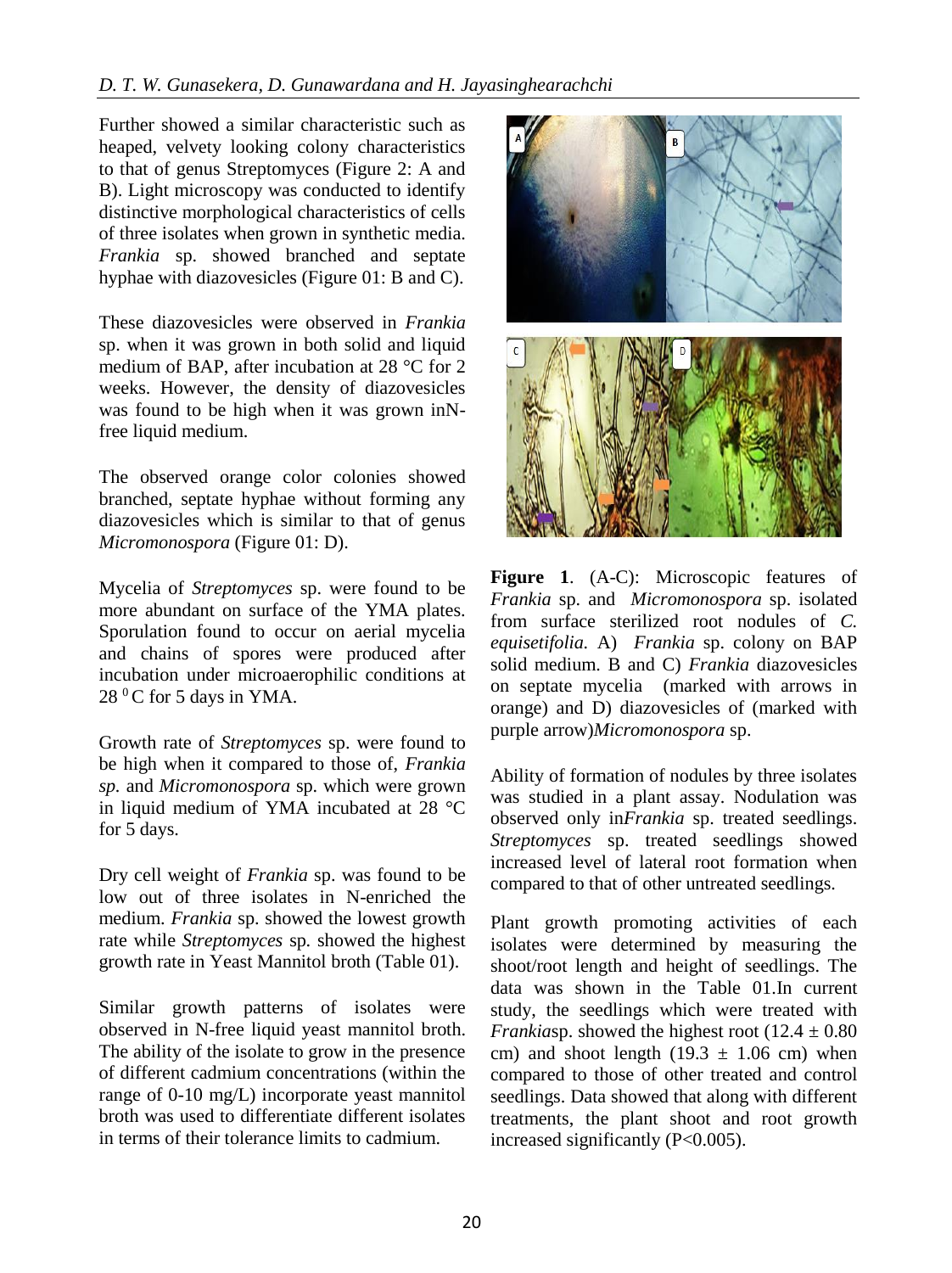Further showed a similar characteristic such as heaped, velvety looking colony characteristics to that of genus Streptomyces (Figure 2: A and B). Light microscopy was conducted to identify distinctive morphological characteristics of cells of three isolates when grown in synthetic media. *Frankia* sp. showed branched and septate hyphae with diazovesicles (Figure 01: B and C).

These diazovesicles were observed in *Frankia* sp. when it was grown in both solid and liquid medium of BAP, after incubation at 28 °C for 2 weeks. However, the density of diazovesicles was found to be high when it was grown inN-free liquid medium.

The observed orange color colonies showed branched, septate hyphae without forming any diazovesicles which is similar to that of genus *Micromonospora* (Figure 01: D).

Mycelia of *Streptomyces* sp. were found to be more abundant on surface of the YMA plates. Sporulation found to occur on aerial mycelia and chains of spores were produced after incubation under microaerophilic conditions at 28 $^{0}$C for 5 days in YMA.

Growth rate of *Streptomyces* sp. were found to be high when it compared to those of, *Frankia sp.* and *Micromonospora* sp. which were grown in liquid medium of YMA incubated at 28 °C for 5 days.

Dry cell weight of *Frankia* sp. was found to be low out of three isolates in N-enriched the medium. *Frankia* sp. showed the lowest growth rate while *Streptomyces* sp. showed the highest growth rate in Yeast Mannitol broth (Table 01).

Similar growth patterns of isolates were observed in N-free liquid yeast mannitol broth. The ability of the isolate to grow in the presence of different cadmium concentrations (within the range of 0-10 mg/L) incorporate yeast mannitol broth was used to differentiate different isolates in terms of their tolerance limits to cadmium.

**Figure 1**. (A-C): Microscopic features of *Frankia* sp. and *Micromonospora* sp. isolated from surface sterilized root nodules of *C. equisetifolia.* A) *Frankia* sp. colony on BAP solid medium. B and C) *Frankia* diazovesicles on septate mycelia (marked with arrows in orange) and D) diazovesicles of (marked with purple arrow)*Micromonospora* sp.

Ability of formation of nodules by three isolates was studied in a plant assay. Nodulation was observed only in*Frankia* sp. treated seedlings. *Streptomyces* sp. treated seedlings showed increased level of lateral root formation when compared to that of other untreated seedlings.

Plant growth promoting activities of each isolates were determined by measuring the shoot/root length and height of seedlings. The data was shown in the Table 01.In current study, the seedlings which were treated with *Frankia*sp. showed the highest root (12.4 ± 0.80 cm) and shoot length (19.3 ± 1.06 cm) when compared to those of other treated and control seedlings. Data showed that along with different treatments, the plant shoot and root growth increased significantly ($P<0.005$).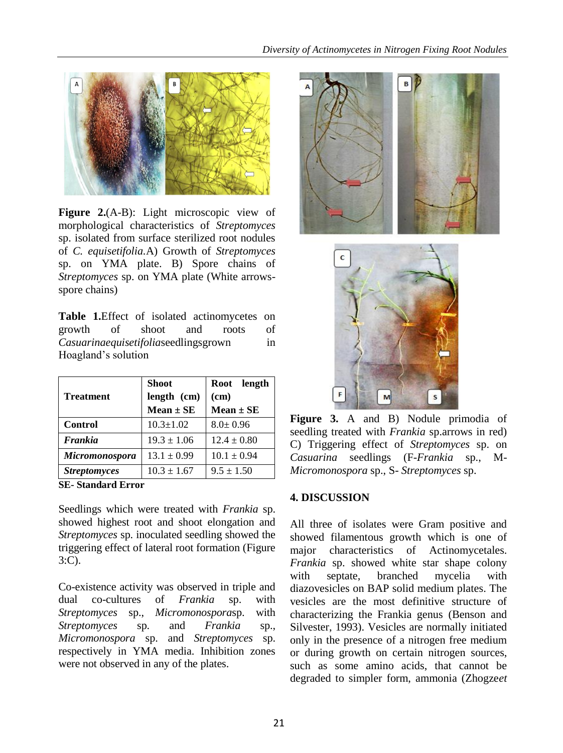**Figure 2.**(A-B): Light microscopic view of morphological characteristics of *Streptomyces* sp. isolated from surface sterilized root nodules of *C. equisetifolia*.A) Growth of *Streptomyces* sp. on YMA plate. B) Spore chains of *Streptomyces* sp. on YMA plate (White arrows-spore chains)

**Table 1.**Effect of isolated actinomycetes on growth of shoot and roots of *Casuarinaequisetifolia*seedlingsgrown in Hoagland's solution

| Treatment | Shoot length (cm) Mean ± SE | Root length (cm) Mean ± SE |
|---|---|---|
| **Control** | 10.3±1.02 | 8.0± 0.96 |
| ***Frankia*** | 19.3 ± 1.06 | 12.4 ± 0.80 |
| ***Micromonospora*** | 13.1 ± 0.99 | 10.1 ± 0.94 |
| ***Streptomyces*** | 10.3 ± 1.67 | 9.5 ± 1.50 |

**SE- Standard Error**

Seedlings which were treated with *Frankia* sp. showed highest root and shoot elongation and *Streptomyces* sp. inoculated seedling showed the triggering effect of lateral root formation (Figure 3:C).

Co-existence activity was observed in triple and dual co-cultures of *Frankia* sp. with *Streptomyces* sp., *Micromonospora*sp. with *Streptomyces* sp. and *Frankia* sp., *Micromonospora* sp. and *Streptomyces* sp. respectively in YMA media. Inhibition zones were not observed in any of the plates.

**Figure 3.** A and B) Nodule primodia of seedling treated with *Frankia* sp.arrows in red) C) Triggering effect of *Streptomyces* sp. on *Casuarina* seedlings (F-*Frankia* sp., M-*Micromonospora* sp., S- *Streptomyces* sp.

## 4. DISCUSSION

All three of isolates were Gram positive and showed filamentous growth which is one of major characteristics of Actinomycetales. *Frankia* sp. showed white star shape colony with septate, branched mycelia with diazovesicles on BAP solid medium plates. The vesicles are the most definitive structure of characterizing the Frankia genus (Benson and Silvester, 1993). Vesicles are normally initiated only in the presence of a nitrogen free medium or during growth on certain nitrogen sources, such as some amino acids, that cannot be degraded to simpler form, ammonia (Zhogze*et*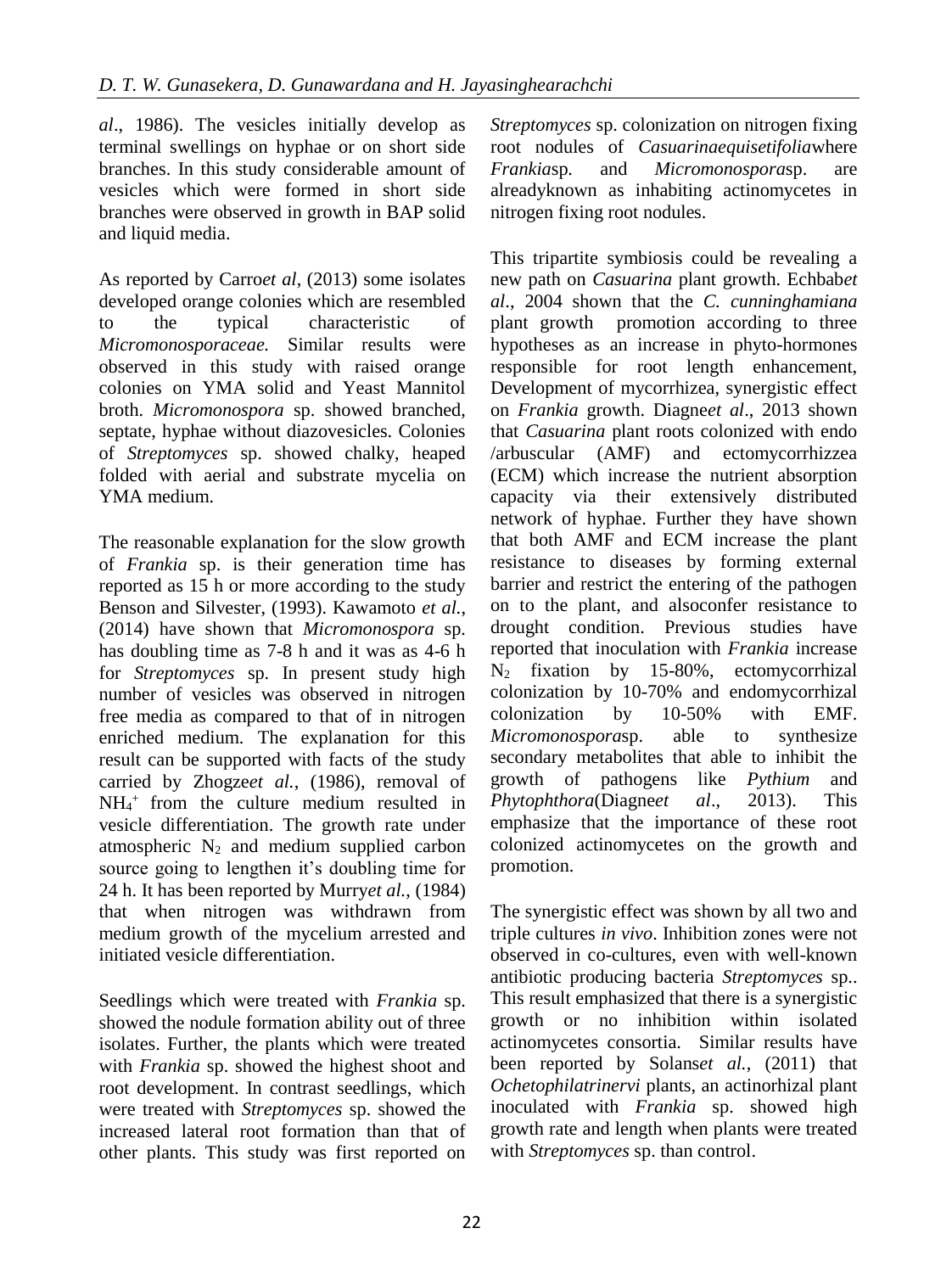*al*., 1986). The vesicles initially develop as terminal swellings on hyphae or on short side branches. In this study considerable amount of vesicles which were formed in short side branches were observed in growth in BAP solid and liquid media.

As reported by Carro*et al*, (2013) some isolates developed orange colonies which are resembled to the typical characteristic of *Micromonosporaceae.* Similar results were observed in this study with raised orange colonies on YMA solid and Yeast Mannitol broth. *Micromonospora* sp. showed branched, septate, hyphae without diazovesicles. Colonies of *Streptomyces* sp. showed chalky, heaped folded with aerial and substrate mycelia on YMA medium.

The reasonable explanation for the slow growth of *Frankia* sp. is their generation time has reported as 15 h or more according to the study Benson and Silvester, (1993). Kawamoto *et al*., (2014) have shown that *Micromonospora* sp. has doubling time as 7-8 h and it was as 4-6 h for *Streptomyces* sp. In present study high number of vesicles was observed in nitrogen free media as compared to that of in nitrogen enriched medium. The explanation for this result can be supported with facts of the study carried by Zhogze*et al.*, (1986), removal of $NH_4^+$ from the culture medium resulted in vesicle differentiation. The growth rate under atmospheric $N_2$ and medium supplied carbon source going to lengthen it's doubling time for 24 h. It has been reported by Murry*et al.*, (1984) that when nitrogen was withdrawn from medium growth of the mycelium arrested and initiated vesicle differentiation.

Seedlings which were treated with *Frankia* sp. showed the nodule formation ability out of three isolates. Further, the plants which were treated with *Frankia* sp. showed the highest shoot and root development. In contrast seedlings, which were treated with *Streptomyces* sp. showed the increased lateral root formation than that of other plants. This study was first reported on *Streptomyces* sp. colonization on nitrogen fixing root nodules of *Casuarinaequisetifolia*where *Frankia*sp. and *Micromonospora*sp. are alreadyknown as inhabiting actinomycetes in nitrogen fixing root nodules.

This tripartite symbiosis could be revealing a new path on *Casuarina* plant growth. Echbab*et al*., 2004 shown that the *C. cunninghamiana* plant growth promotion according to three hypotheses as an increase in phyto-hormones responsible for root length enhancement, Development of mycorrhizea, synergistic effect on *Frankia* growth. Diagne*et al*., 2013 shown that *Casuarina* plant roots colonized with endo /arbuscular (AMF) and ectomycorrhizzea (ECM) which increase the nutrient absorption capacity via their extensively distributed network of hyphae. Further they have shown that both AMF and ECM increase the plant resistance to diseases by forming external barrier and restrict the entering of the pathogen on to the plant, and alsoconfer resistance to drought condition. Previous studies have reported that inoculation with *Frankia* increase $N_2$ fixation by 15-80%, ectomycorrhizal colonization by 10-70% and endomycorrhizal colonization by 10-50% with EMF. *Micromonospora*sp. able to synthesize secondary metabolites that able to inhibit the growth of pathogens like *Pythium* and *Phytophthora*(Diagne*et al*., 2013). This emphasize that the importance of these root colonized actinomycetes on the growth and promotion.

The synergistic effect was shown by all two and triple cultures *in vivo*. Inhibition zones were not observed in co-cultures, even with well-known antibiotic producing bacteria *Streptomyces* sp.. This result emphasized that there is a synergistic growth or no inhibition within isolated actinomycetes consortia. Similar results have been reported by Solans*et al.*, (2011) that *Ochetophilatrinervi* plants, an actinorhizal plant inoculated with *Frankia* sp. showed high growth rate and length when plants were treated with *Streptomyces* sp. than control.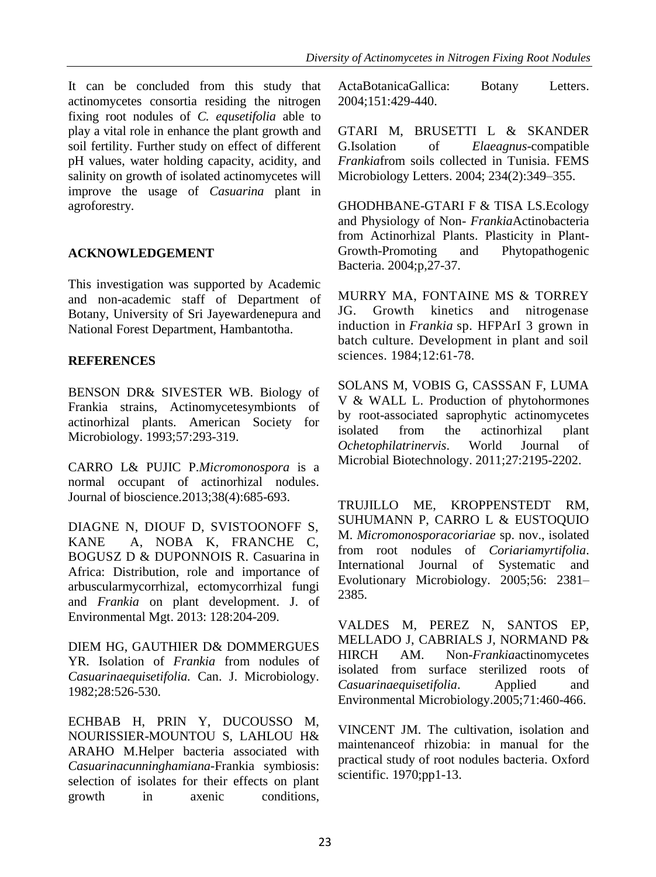It can be concluded from this study that actinomycetes consortia residing the nitrogen fixing root nodules of *C. equsetifolia* able to play a vital role in enhance the plant growth and soil fertility. Further study on effect of different pH values, water holding capacity, acidity, and salinity on growth of isolated actinomycetes will improve the usage of *Casuarina* plant in agroforestry.

## ACKNOWLEDGEMENT

This investigation was supported by Academic and non-academic staff of Department of Botany, University of Sri Jayewardenepura and National Forest Department, Hambantotha.

## REFERENCES

BENSON DR& SIVESTER WB. Biology of Frankia strains, Actinomycetesymbionts of actinorhizal plants. American Society for Microbiology. 1993;57:293-319.

CARRO L& PUJIC P.*Micromonospora* is a normal occupant of actinorhizal nodules. Journal of bioscience.2013;38(4):685-693.

DIAGNE N, DIOUF D, SVISTOONOFF S, KANE A, NOBA K, FRANCHE C, BOGUSZ D & DUPONNOIS R. Casuarina in Africa: Distribution, role and importance of arbuscularmycorrhizal, ectomycorrhizal fungi and *Frankia* on plant development. J. of Environmental Mgt. 2013: 128:204-209.

DIEM HG, GAUTHIER D& DOMMERGUES YR. Isolation of *Frankia* from nodules of *Casuarinaequisetifolia.* Can. J. Microbiology. 1982;28:526-530.

ECHBAB H, PRIN Y, DUCOUSSO M, NOURISSIER-MOUNTOU S, LAHLOU H& ARAHO M.Helper bacteria associated with *Casuarinacunninghamiana*-Frankia symbiosis: selection of isolates for their effects on plant growth in axenic conditions, ActaBotanicaGallica: Botany Letters. 2004;151:429-440.

GTARI M, BRUSETTI L & SKANDER G.Isolation of *Elaeagnus*-compatible *Frankia*from soils collected in Tunisia. FEMS Microbiology Letters. 2004; 234(2):349–355.

GHODHBANE-GTARI F & TISA LS.Ecology and Physiology of Non- *Frankia*Actinobacteria from Actinorhizal Plants. Plasticity in Plant-Growth-Promoting and Phytopathogenic Bacteria. 2004;p,27-37.

MURRY MA, FONTAINE MS & TORREY JG. Growth kinetics and nitrogenase induction in *Frankia* sp. HFPArI 3 grown in batch culture. Development in plant and soil sciences. 1984;12:61-78.

SOLANS M, VOBIS G, CASSSAN F, LUMA V & WALL L. Production of phytohormones by root-associated saprophytic actinomycetes isolated from the actinorhizal plant *Ochetophilatrinervis*. World Journal of Microbial Biotechnology. 2011;27:2195-2202.

TRUJILLO ME, KROPPENSTEDT RM, SUHUMANN P, CARRO L & EUSTOQUIO M. *Micromonosporacoriariae* sp. nov., isolated from root nodules of *Coriariamyrtifolia*. International Journal of Systematic and Evolutionary Microbiology. 2005;56: 2381–2385.

VALDES M, PEREZ N, SANTOS EP, MELLADO J, CABRIALS J, NORMAND P& HIRCH AM. Non-*Frankia*actinomycetes isolated from surface sterilized roots of *Casuarinaequisetifolia*. Applied and Environmental Microbiology.2005;71:460-466.

VINCENT JM. The cultivation, isolation and maintenanceof rhizobia: in manual for the practical study of root nodules bacteria. Oxford scientific. 1970;pp1-13.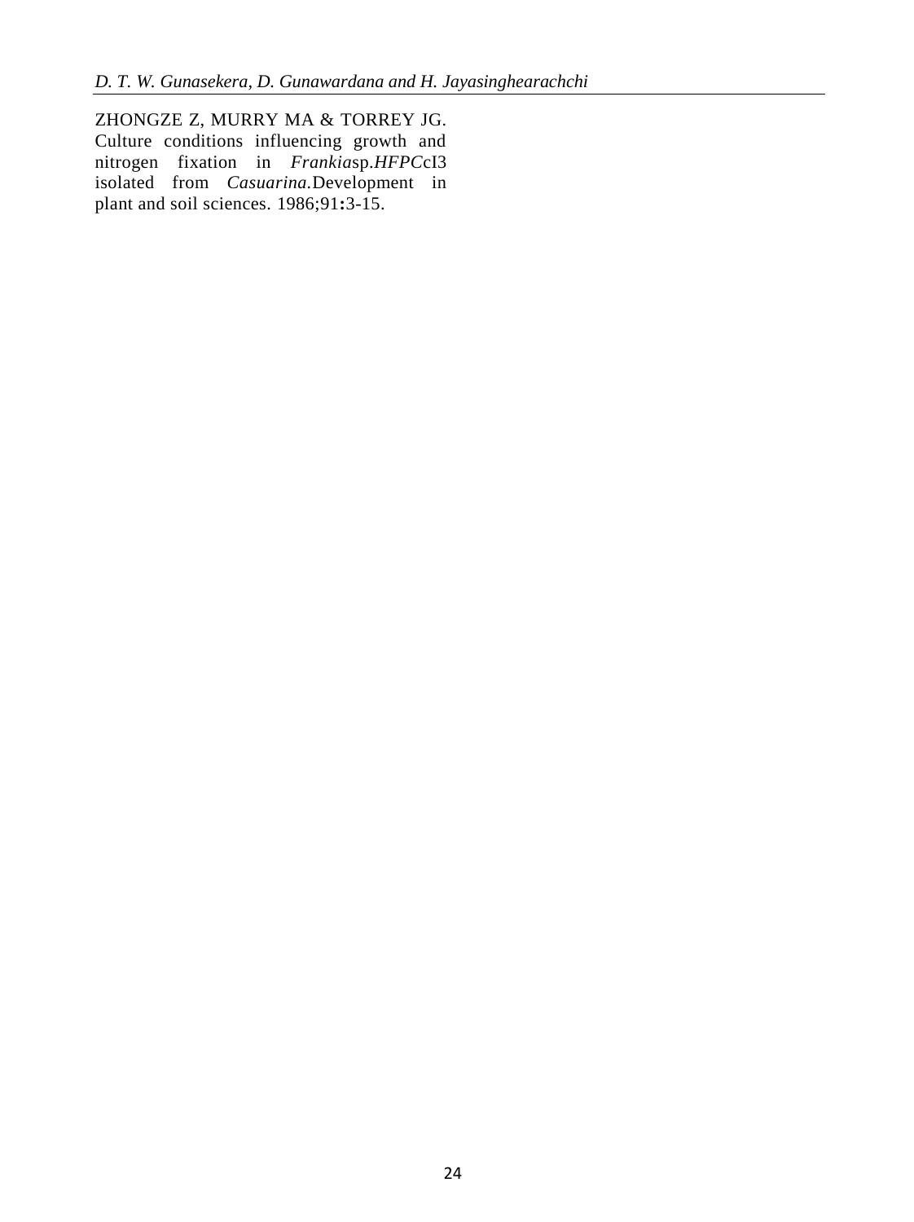ZHONGZE Z, MURRY MA & TORREY JG. Culture conditions influencing growth and nitrogen fixation in *Frankia*sp.*HFPC*cI3 isolated from *Casuarina*.Development in plant and soil sciences. 1986;91**:**3-15.